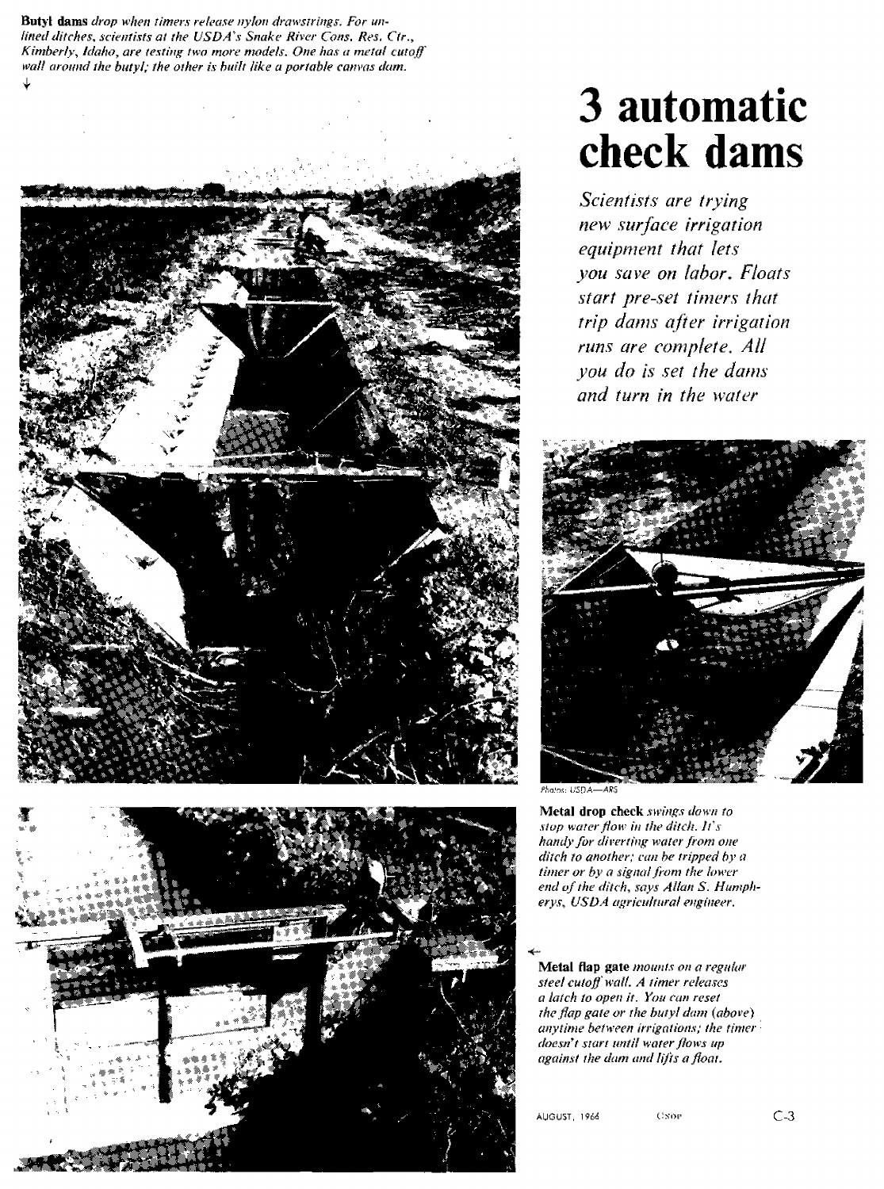**Butyl dams** *drop when timers release nylon drawstrings. For unlined ditches, scientists at the USDA's Snake River Cons. Res. Ctr., Kimberly, Idaho, are testing two more models. One has a metal cutoff wall around the butyl; the other is built like a portable canvas dam.*

# 3 automatic check dams

*Scientists are trying new surface irrigation equipment that lets you save on labor. Floats start pre-set timers that trip dams after irrigation runs are complete. All you do is set the dams and turn in the water*

Photos: USDA—ARS

**Metal drop check** *swings down to stop water flow in the ditch. It's handy for diverting water from one ditch to another; can be tripped by a timer or by a signal from the lower end of the ditch, says Allan S. Humphreys, USDA agricultural engineer.*

**Metal flap gate** *mounts on a regular steel cutoff wall. A timer releases a latch to open it. You can reset the flap gate or the butyl dam (above) anytime between irrigations; the timer doesn't start until water flows up against the dam and lifts a float.*

AUGUST, 1964 CROP C-3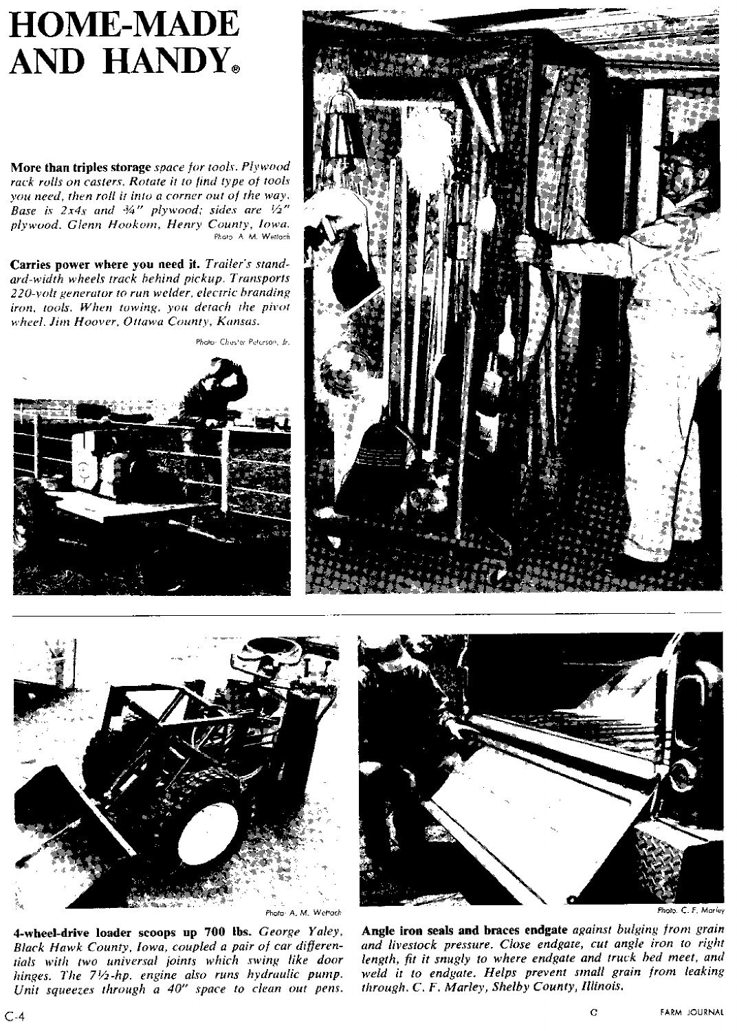# HOME-MADE AND HANDY®

**More than triples storage** *space for tools. Plywood rack rolls on casters. Rotate it to find type of tools you need, then roll it into a corner out of the way. Base is 2x4s and ¾" plywood; sides are ½" plywood. Glenn Hookom, Henry County, Iowa.*

Photo: A. M. Wettach

**Carries power where you need it.** *Trailer's standard-width wheels track behind pickup. Transports 220-volt generator to run welder, electric branding iron, tools. When towing, you detach the pivot wheel. Jim Hoover, Ottawa County, Kansas.*

Photo: Chester Peterson, Jr.

Photo: A. M. Wettach

**4-wheel-drive loader scoops up 700 lbs.** *George Yaley, Black Hawk County, Iowa, coupled a pair of car differentials with two universal joints which swing like door hinges. The 7½-hp. engine also runs hydraulic pump. Unit squeezes through a 40" space to clean out pens.*

Photo: C. F. Marley

**Angle iron seals and braces endgate** *against bulging from grain and livestock pressure. Close endgate, cut angle iron to right length, fit it snugly to where endgate and truck bed meet, and weld it to endgate. Helps prevent small grain from leaking through. C. F. Marley, Shelby County, Illinois.*